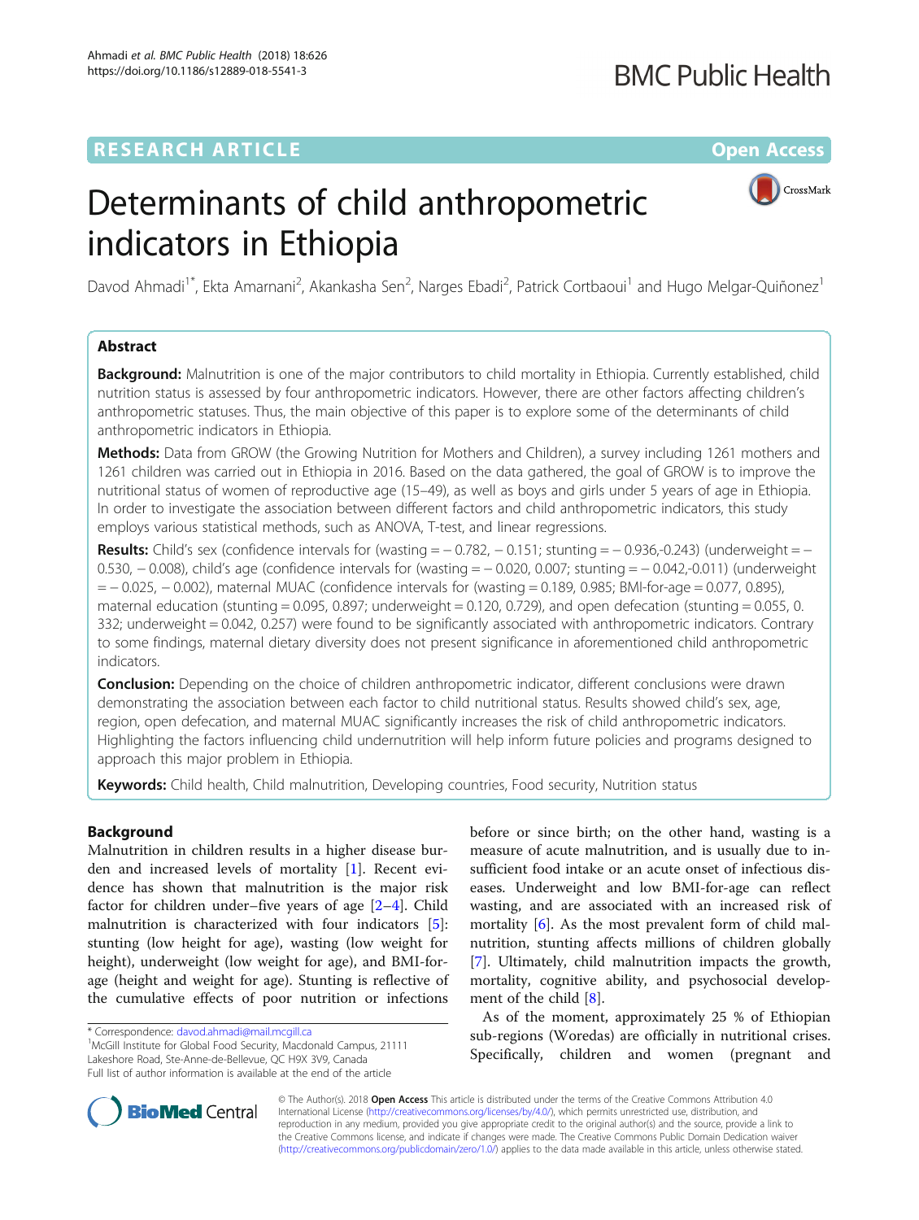RESEARCH ARTICLE

Open Access

# Determinants of child anthropometric indicators in Ethiopia

Davod Ahmadi[1*], Ekta Amarnani[2], Akankasha Sen[2], Narges Ebadi[2], Patrick Cortbaoui[1] and Hugo Melgar-Quiñonez[1]

## Abstract

**Background:** Malnutrition is one of the major contributors to child mortality in Ethiopia. Currently established, child nutrition status is assessed by four anthropometric indicators. However, there are other factors affecting children's anthropometric statuses. Thus, the main objective of this paper is to explore some of the determinants of child anthropometric indicators in Ethiopia.

**Methods:** Data from GROW (the Growing Nutrition for Mothers and Children), a survey including 1261 mothers and 1261 children was carried out in Ethiopia in 2016. Based on the data gathered, the goal of GROW is to improve the nutritional status of women of reproductive age (15–49), as well as boys and girls under 5 years of age in Ethiopia. In order to investigate the association between different factors and child anthropometric indicators, this study employs various statistical methods, such as ANOVA, T-test, and linear regressions.

**Results:** Child's sex (confidence intervals for (wasting = − 0.782, − 0.151; stunting = − 0.936,-0.243) (underweight = − 0.530, − 0.008), child's age (confidence intervals for (wasting = − 0.020, 0.007; stunting = − 0.042,-0.011) (underweight = − 0.025, − 0.002), maternal MUAC (confidence intervals for (wasting = 0.189, 0.985; BMI-for-age = 0.077, 0.895), maternal education (stunting = 0.095, 0.897; underweight = 0.120, 0.729), and open defecation (stunting = 0.055, 0.332; underweight = 0.042, 0.257) were found to be significantly associated with anthropometric indicators. Contrary to some findings, maternal dietary diversity does not present significance in aforementioned child anthropometric indicators.

**Conclusion:** Depending on the choice of children anthropometric indicator, different conclusions were drawn demonstrating the association between each factor to child nutritional status. Results showed child's sex, age, region, open defecation, and maternal MUAC significantly increases the risk of child anthropometric indicators. Highlighting the factors influencing child undernutrition will help inform future policies and programs designed to approach this major problem in Ethiopia.

**Keywords:** Child health, Child malnutrition, Developing countries, Food security, Nutrition status

## Background

Malnutrition in children results in a higher disease burden and increased levels of mortality [1]. Recent evidence has shown that malnutrition is the major risk factor for children under–five years of age [2–4]. Child malnutrition is characterized with four indicators [5]: stunting (low height for age), wasting (low weight for height), underweight (low weight for age), and BMI-for-age (height and weight for age). Stunting is reflective of the cumulative effects of poor nutrition or infections before or since birth; on the other hand, wasting is a measure of acute malnutrition, and is usually due to insufficient food intake or an acute onset of infectious diseases. Underweight and low BMI-for-age can reflect wasting, and are associated with an increased risk of mortality [6]. As the most prevalent form of child malnutrition, stunting affects millions of children globally [7]. Ultimately, child malnutrition impacts the growth, mortality, cognitive ability, and psychosocial development of the child [8].

As of the moment, approximately 25 % of Ethiopian sub-regions (Woredas) are officially in nutritional crises. Specifically, children and women (pregnant and

\* Correspondence: davod.ahmadi@mail.mcgill.ca
[1]McGill Institute for Global Food Security, Macdonald Campus, 21111 Lakeshore Road, Ste-Anne-de-Bellevue, QC H9X 3V9, Canada
Full list of author information is available at the end of the article

© The Author(s). 2018 **Open Access** This article is distributed under the terms of the Creative Commons Attribution 4.0 International License (http://creativecommons.org/licenses/by/4.0/), which permits unrestricted use, distribution, and reproduction in any medium, provided you give appropriate credit to the original author(s) and the source, provide a link to the Creative Commons license, and indicate if changes were made. The Creative Commons Public Domain Dedication waiver (http://creativecommons.org/publicdomain/zero/1.0/) applies to the data made available in this article, unless otherwise stated.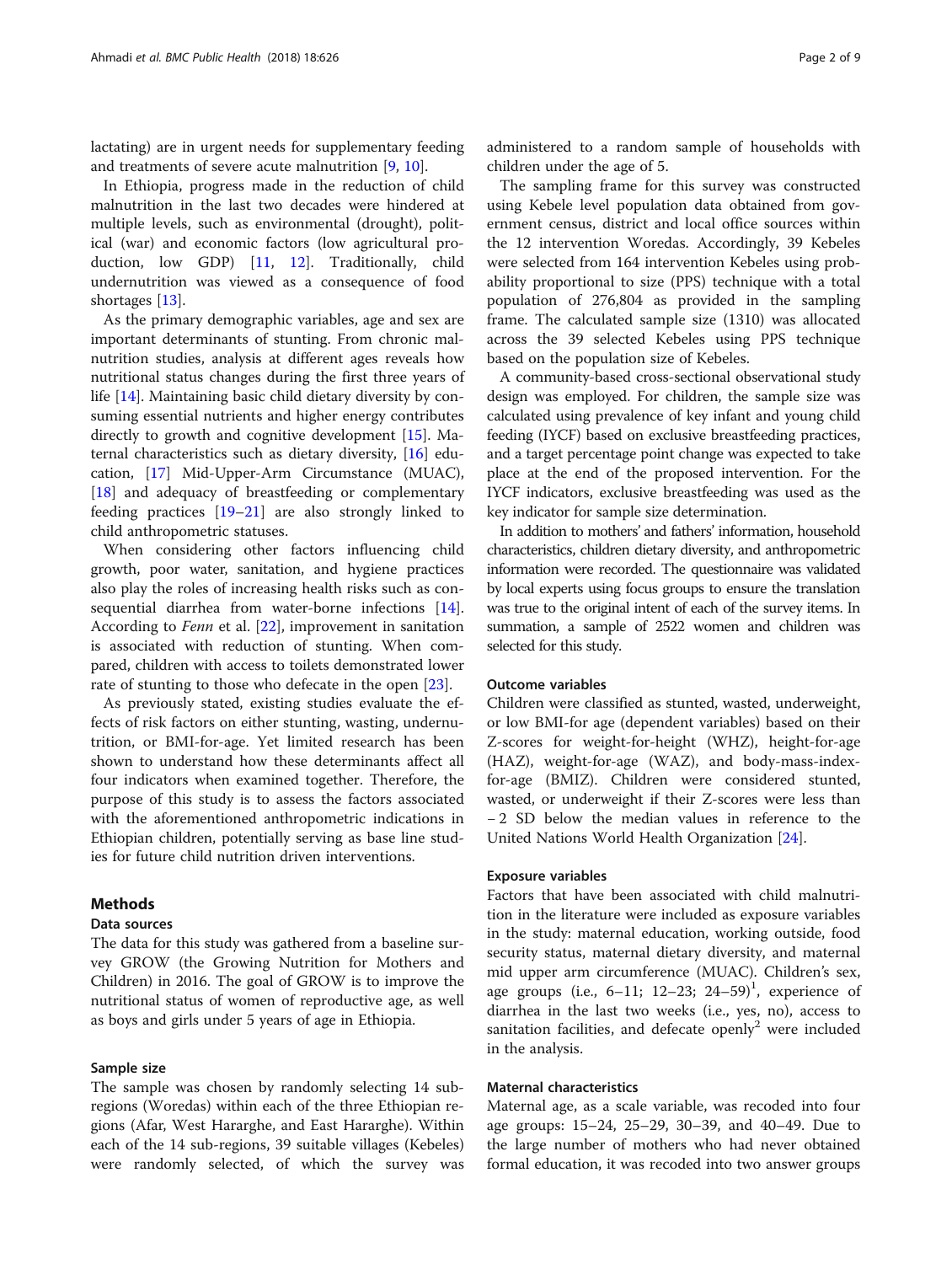lactating) are in urgent needs for supplementary feeding and treatments of severe acute malnutrition [9, 10].

In Ethiopia, progress made in the reduction of child malnutrition in the last two decades were hindered at multiple levels, such as environmental (drought), political (war) and economic factors (low agricultural production, low GDP) [11, 12]. Traditionally, child undernutrition was viewed as a consequence of food shortages [13].

As the primary demographic variables, age and sex are important determinants of stunting. From chronic malnutrition studies, analysis at different ages reveals how nutritional status changes during the first three years of life [14]. Maintaining basic child dietary diversity by consuming essential nutrients and higher energy contributes directly to growth and cognitive development [15]. Maternal characteristics such as dietary diversity, [16] education, [17] Mid-Upper-Arm Circumstance (MUAC), [18] and adequacy of breastfeeding or complementary feeding practices [19–21] are also strongly linked to child anthropometric statuses.

When considering other factors influencing child growth, poor water, sanitation, and hygiene practices also play the roles of increasing health risks such as consequential diarrhea from water-borne infections [14]. According to *Fenn* et al. [22], improvement in sanitation is associated with reduction of stunting. When compared, children with access to toilets demonstrated lower rate of stunting to those who defecate in the open [23].

As previously stated, existing studies evaluate the effects of risk factors on either stunting, wasting, undernutrition, or BMI-for-age. Yet limited research has been shown to understand how these determinants affect all four indicators when examined together. Therefore, the purpose of this study is to assess the factors associated with the aforementioned anthropometric indications in Ethiopian children, potentially serving as base line studies for future child nutrition driven interventions.

## Methods

### Data sources

The data for this study was gathered from a baseline survey GROW (the Growing Nutrition for Mothers and Children) in 2016. The goal of GROW is to improve the nutritional status of women of reproductive age, as well as boys and girls under 5 years of age in Ethiopia.

### Sample size

The sample was chosen by randomly selecting 14 subregions (Woredas) within each of the three Ethiopian regions (Afar, West Hararghe, and East Hararghe). Within each of the 14 sub-regions, 39 suitable villages (Kebeles) were randomly selected, of which the survey was administered to a random sample of households with children under the age of 5.

The sampling frame for this survey was constructed using Kebele level population data obtained from government census, district and local office sources within the 12 intervention Woredas. Accordingly, 39 Kebeles were selected from 164 intervention Kebeles using probability proportional to size (PPS) technique with a total population of 276,804 as provided in the sampling frame. The calculated sample size (1310) was allocated across the 39 selected Kebeles using PPS technique based on the population size of Kebeles.

A community-based cross-sectional observational study design was employed. For children, the sample size was calculated using prevalence of key infant and young child feeding (IYCF) based on exclusive breastfeeding practices, and a target percentage point change was expected to take place at the end of the proposed intervention. For the IYCF indicators, exclusive breastfeeding was used as the key indicator for sample size determination.

In addition to mothers' and fathers' information, household characteristics, children dietary diversity, and anthropometric information were recorded. The questionnaire was validated by local experts using focus groups to ensure the translation was true to the original intent of each of the survey items. In summation, a sample of 2522 women and children was selected for this study.

### Outcome variables

Children were classified as stunted, wasted, underweight, or low BMI-for age (dependent variables) based on their Z-scores for weight-for-height (WHZ), height-for-age (HAZ), weight-for-age (WAZ), and body-mass-index-for-age (BMIZ). Children were considered stunted, wasted, or underweight if their Z-scores were less than − 2 SD below the median values in reference to the United Nations World Health Organization [24].

### Exposure variables

Factors that have been associated with child malnutrition in the literature were included as exposure variables in the study: maternal education, working outside, food security status, maternal dietary diversity, and maternal mid upper arm circumference (MUAC). Children's sex, age groups (i.e., 6–11; 12–23; 24–59)[1], experience of diarrhea in the last two weeks (i.e., yes, no), access to sanitation facilities, and defecate openly[2] were included in the analysis.

### Maternal characteristics

Maternal age, as a scale variable, was recoded into four age groups: 15–24, 25–29, 30–39, and 40–49. Due to the large number of mothers who had never obtained formal education, it was recoded into two answer groups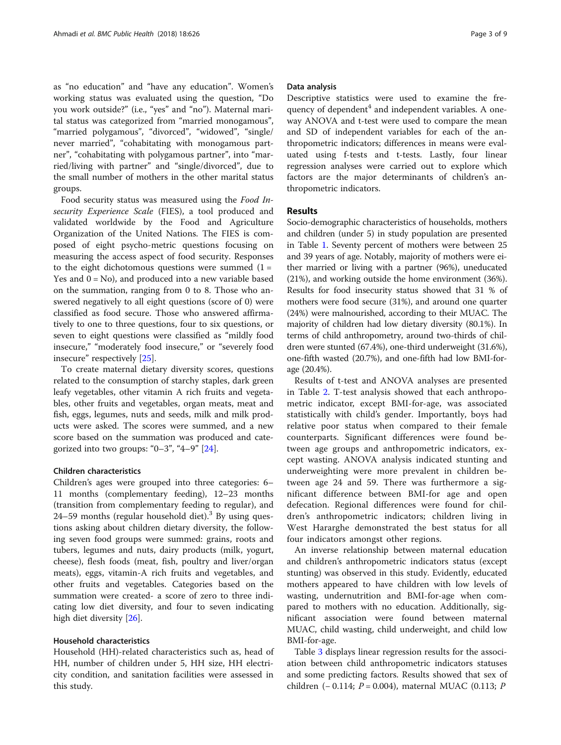as "no education" and "have any education". Women's working status was evaluated using the question, "Do you work outside?" (i.e., "yes" and "no"). Maternal marital status was categorized from "married monogamous", "married polygamous", "divorced", "widowed", "single/never married", "cohabitating with monogamous partner", "cohabitating with polygamous partner", into "married/living with partner" and "single/divorced", due to the small number of mothers in the other marital status groups.

Food security status was measured using the *Food Insecurity Experience Scale* (FIES), a tool produced and validated worldwide by the Food and Agriculture Organization of the United Nations. The FIES is composed of eight psycho-metric questions focusing on measuring the access aspect of food security. Responses to the eight dichotomous questions were summed (1 = Yes and 0 = No), and produced into a new variable based on the summation, ranging from 0 to 8. Those who answered negatively to all eight questions (score of 0) were classified as food secure. Those who answered affirmatively to one to three questions, four to six questions, or seven to eight questions were classified as "mildly food insecure," "moderately food insecure," or "severely food insecure" respectively [25].

To create maternal dietary diversity scores, questions related to the consumption of starchy staples, dark green leafy vegetables, other vitamin A rich fruits and vegetables, other fruits and vegetables, organ meats, meat and fish, eggs, legumes, nuts and seeds, milk and milk products were asked. The scores were summed, and a new score based on the summation was produced and categorized into two groups: "0–3", "4–9" [24].

### Children characteristics

Children's ages were grouped into three categories: 6–11 months (complementary feeding), 12–23 months (transition from complementary feeding to regular), and 24–59 months (regular household diet).[3] By using questions asking about children dietary diversity, the following seven food groups were summed: grains, roots and tubers, legumes and nuts, dairy products (milk, yogurt, cheese), flesh foods (meat, fish, poultry and liver/organ meats), eggs, vitamin-A rich fruits and vegetables, and other fruits and vegetables. Categories based on the summation were created- a score of zero to three indicating low diet diversity, and four to seven indicating high diet diversity [26].

### Household characteristics

Household (HH)-related characteristics such as, head of HH, number of children under 5, HH size, HH electricity condition, and sanitation facilities were assessed in this study.

### Data analysis

Descriptive statistics were used to examine the frequency of dependent[4] and independent variables. A one-way ANOVA and t-test were used to compare the mean and SD of independent variables for each of the anthropometric indicators; differences in means were evaluated using f-tests and t-tests. Lastly, four linear regression analyses were carried out to explore which factors are the major determinants of children's anthropometric indicators.

## Results

Socio-demographic characteristics of households, mothers and children (under 5) in study population are presented in Table 1. Seventy percent of mothers were between 25 and 39 years of age. Notably, majority of mothers were either married or living with a partner (96%), uneducated (21%), and working outside the home environment (36%). Results for food insecurity status showed that 31 % of mothers were food secure (31%), and around one quarter (24%) were malnourished, according to their MUAC. The majority of children had low dietary diversity (80.1%). In terms of child anthropometry, around two-thirds of children were stunted (67.4%), one-third underweight (31.6%), one-fifth wasted (20.7%), and one-fifth had low BMI-for-age (20.4%).

Results of t-test and ANOVA analyses are presented in Table 2. T-test analysis showed that each anthropometric indicator, except BMI-for-age, was associated statistically with child's gender. Importantly, boys had relative poor status when compared to their female counterparts. Significant differences were found between age groups and anthropometric indicators, except wasting. ANOVA analysis indicated stunting and underweighting were more prevalent in children between age 24 and 59. There was furthermore a significant difference between BMI-for age and open defecation. Regional differences were found for children's anthropometric indicators; children living in West Hararghe demonstrated the best status for all four indicators amongst other regions.

An inverse relationship between maternal education and children's anthropometric indicators status (except stunting) was observed in this study. Evidently, educated mothers appeared to have children with low levels of wasting, undernutrition and BMI-for-age when compared to mothers with no education. Additionally, significant association were found between maternal MUAC, child wasting, child underweight, and child low BMI-for-age.

Table 3 displays linear regression results for the association between child anthropometric indicators statuses and some predicting factors. Results showed that sex of children (− 0.114; $P = 0.004$), maternal MUAC (0.113; $P$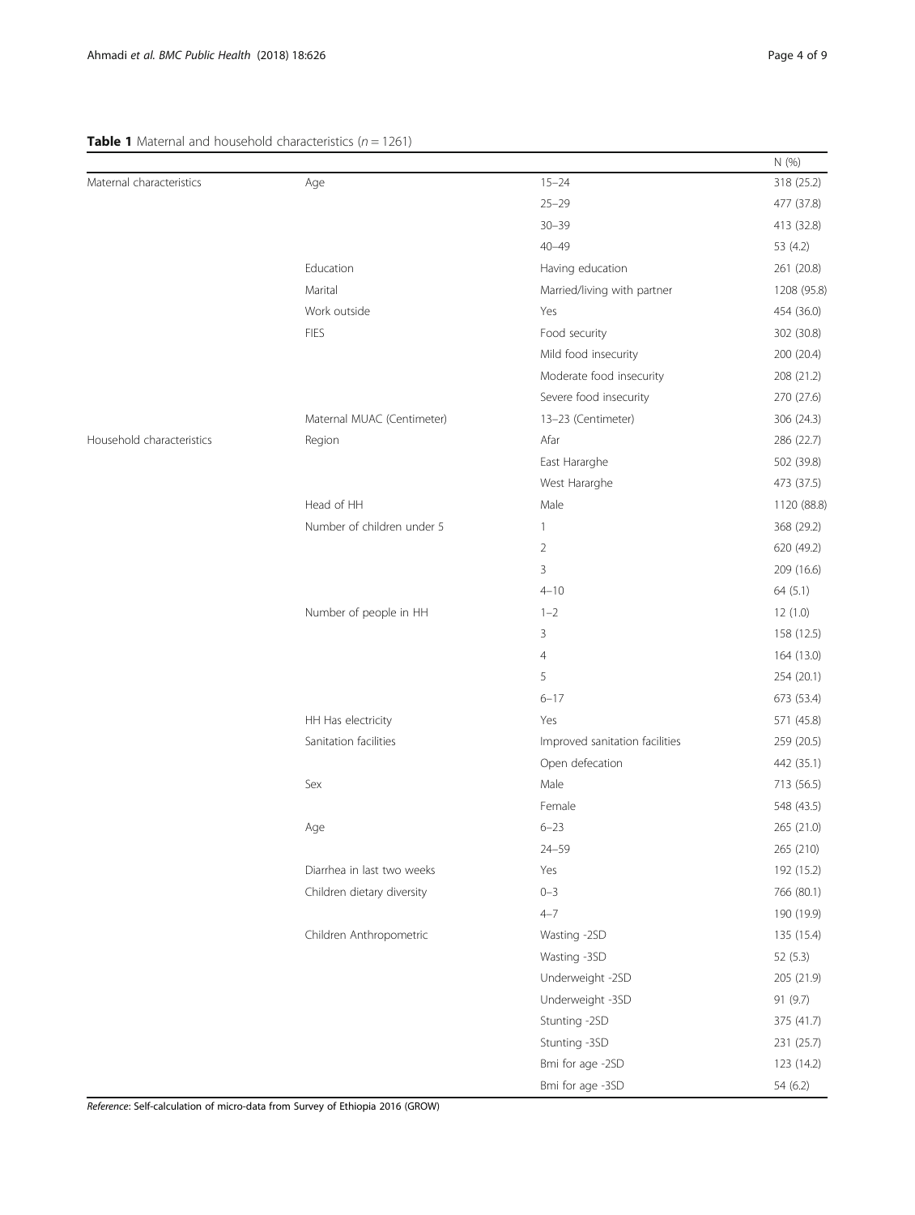**Table 1** Maternal and household characteristics (*n* = 1261)

| | | | N (%) |
|---|---|---|---|
| Maternal characteristics | Age | 15–24 | 318 (25.2) |
| | | 25–29 | 477 (37.8) |
| | | 30–39 | 413 (32.8) |
| | | 40–49 | 53 (4.2) |
| | Education | Having education | 261 (20.8) |
| | Marital | Married/living with partner | 1208 (95.8) |
| | Work outside | Yes | 454 (36.0) |
| | FIES | Food security | 302 (30.8) |
| | | Mild food insecurity | 200 (20.4) |
| | | Moderate food insecurity | 208 (21.2) |
| | | Severe food insecurity | 270 (27.6) |
| | Maternal MUAC (Centimeter) | 13–23 (Centimeter) | 306 (24.3) |
| Household characteristics | Region | Afar | 286 (22.7) |
| | | East Hararghe | 502 (39.8) |
| | | West Hararghe | 473 (37.5) |
| | Head of HH | Male | 1120 (88.8) |
| | Number of children under 5 | 1 | 368 (29.2) |
| | | 2 | 620 (49.2) |
| | | 3 | 209 (16.6) |
| | | 4–10 | 64 (5.1) |
| | Number of people in HH | 1–2 | 12 (1.0) |
| | | 3 | 158 (12.5) |
| | | 4 | 164 (13.0) |
| | | 5 | 254 (20.1) |
| | | 6–17 | 673 (53.4) |
| | HH Has electricity | Yes | 571 (45.8) |
| | Sanitation facilities | Improved sanitation facilities | 259 (20.5) |
| | | Open defecation | 442 (35.1) |
| | Sex | Male | 713 (56.5) |
| | | Female | 548 (43.5) |
| | Age | 6–23 | 265 (21.0) |
| | | 24–59 | 265 (210) |
| | Diarrhea in last two weeks | Yes | 192 (15.2) |
| | Children dietary diversity | 0–3 | 766 (80.1) |
| | | 4–7 | 190 (19.9) |
| | Children Anthropometric | Wasting -2SD | 135 (15.4) |
| | | Wasting -3SD | 52 (5.3) |
| | | Underweight -2SD | 205 (21.9) |
| | | Underweight -3SD | 91 (9.7) |
| | | Stunting -2SD | 375 (41.7) |
| | | Stunting -3SD | 231 (25.7) |
| | | Bmi for age -2SD | 123 (14.2) |
| | | Bmi for age -3SD | 54 (6.2) |

*Reference*: Self-calculation of micro-data from Survey of Ethiopia 2016 (GROW)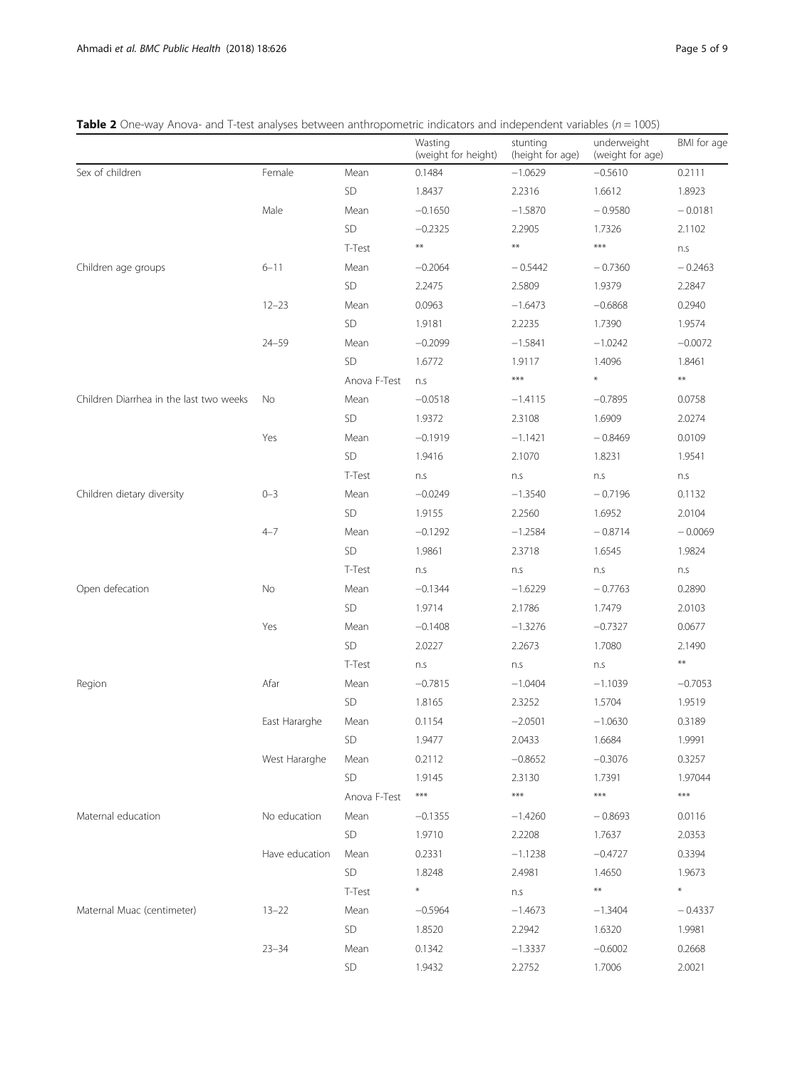**Table 2** One-way Anova- and T-test analyses between anthropometric indicators and independent variables (*n* = 1005)

| | | | Wasting (weight for height) | stunting (height for age) | underweight (weight for age) | BMI for age |
|---|---|---|---|---|---|---|
| Sex of children | Female | Mean | 0.1484 | −1.0629 | −0.5610 | 0.2111 |
| | | SD | 1.8437 | 2.2316 | 1.6612 | 1.8923 |
| | Male | Mean | −0.1650 | −1.5870 | − 0.9580 | − 0.0181 |
| | | SD | −0.2325 | 2.2905 | 1.7326 | 2.1102 |
| | | T-Test | ** | ** | *** | n.s |
| Children age groups | 6–11 | Mean | −0.2064 | − 0.5442 | − 0.7360 | − 0.2463 |
| | | SD | 2.2475 | 2.5809 | 1.9379 | 2.2847 |
| | 12–23 | Mean | 0.0963 | −1.6473 | −0.6868 | 0.2940 |
| | | SD | 1.9181 | 2.2235 | 1.7390 | 1.9574 |
| | 24–59 | Mean | −0.2099 | −1.5841 | −1.0242 | −0.0072 |
| | | SD | 1.6772 | 1.9117 | 1.4096 | 1.8461 |
| | | Anova F-Test | n.s | *** | * | ** |
| Children Diarrhea in the last two weeks | No | Mean | −0.0518 | −1.4115 | −0.7895 | 0.0758 |
| | | SD | 1.9372 | 2.3108 | 1.6909 | 2.0274 |
| | Yes | Mean | −0.1919 | −1.1421 | − 0.8469 | 0.0109 |
| | | SD | 1.9416 | 2.1070 | 1.8231 | 1.9541 |
| | | T-Test | n.s | n.s | n.s | n.s |
| Children dietary diversity | 0–3 | Mean | −0.0249 | −1.3540 | − 0.7196 | 0.1132 |
| | | SD | 1.9155 | 2.2560 | 1.6952 | 2.0104 |
| | 4–7 | Mean | −0.1292 | −1.2584 | − 0.8714 | − 0.0069 |
| | | SD | 1.9861 | 2.3718 | 1.6545 | 1.9824 |
| | | T-Test | n.s | n.s | n.s | n.s |
| Open defecation | No | Mean | −0.1344 | −1.6229 | − 0.7763 | 0.2890 |
| | | SD | 1.9714 | 2.1786 | 1.7479 | 2.0103 |
| | Yes | Mean | −0.1408 | −1.3276 | −0.7327 | 0.0677 |
| | | SD | 2.0227 | 2.2673 | 1.7080 | 2.1490 |
| | | T-Test | n.s | n.s | n.s | ** |
| Region | Afar | Mean | −0.7815 | −1.0404 | −1.1039 | −0.7053 |
| | | SD | 1.8165 | 2.3252 | 1.5704 | 1.9519 |
| | East Hararghe | Mean | 0.1154 | −2.0501 | −1.0630 | 0.3189 |
| | | SD | 1.9477 | 2.0433 | 1.6684 | 1.9991 |
| | West Hararghe | Mean | 0.2112 | −0.8652 | −0.3076 | 0.3257 |
| | | SD | 1.9145 | 2.3130 | 1.7391 | 1.97044 |
| | | Anova F-Test | *** | *** | *** | *** |
| Maternal education | No education | Mean | −0.1355 | −1.4260 | − 0.8693 | 0.0116 |
| | | SD | 1.9710 | 2.2208 | 1.7637 | 2.0353 |
| | Have education | Mean | 0.2331 | −1.1238 | −0.4727 | 0.3394 |
| | | SD | 1.8248 | 2.4981 | 1.4650 | 1.9673 |
| | | T-Test | * | n.s | ** | * |
| Maternal Muac (centimeter) | 13–22 | Mean | −0.5964 | −1.4673 | −1.3404 | − 0.4337 |
| | | SD | 1.8520 | 2.2942 | 1.6320 | 1.9981 |
| | 23–34 | Mean | 0.1342 | −1.3337 | −0.6002 | 0.2668 |
| | | SD | 1.9432 | 2.2752 | 1.7006 | 2.0021 |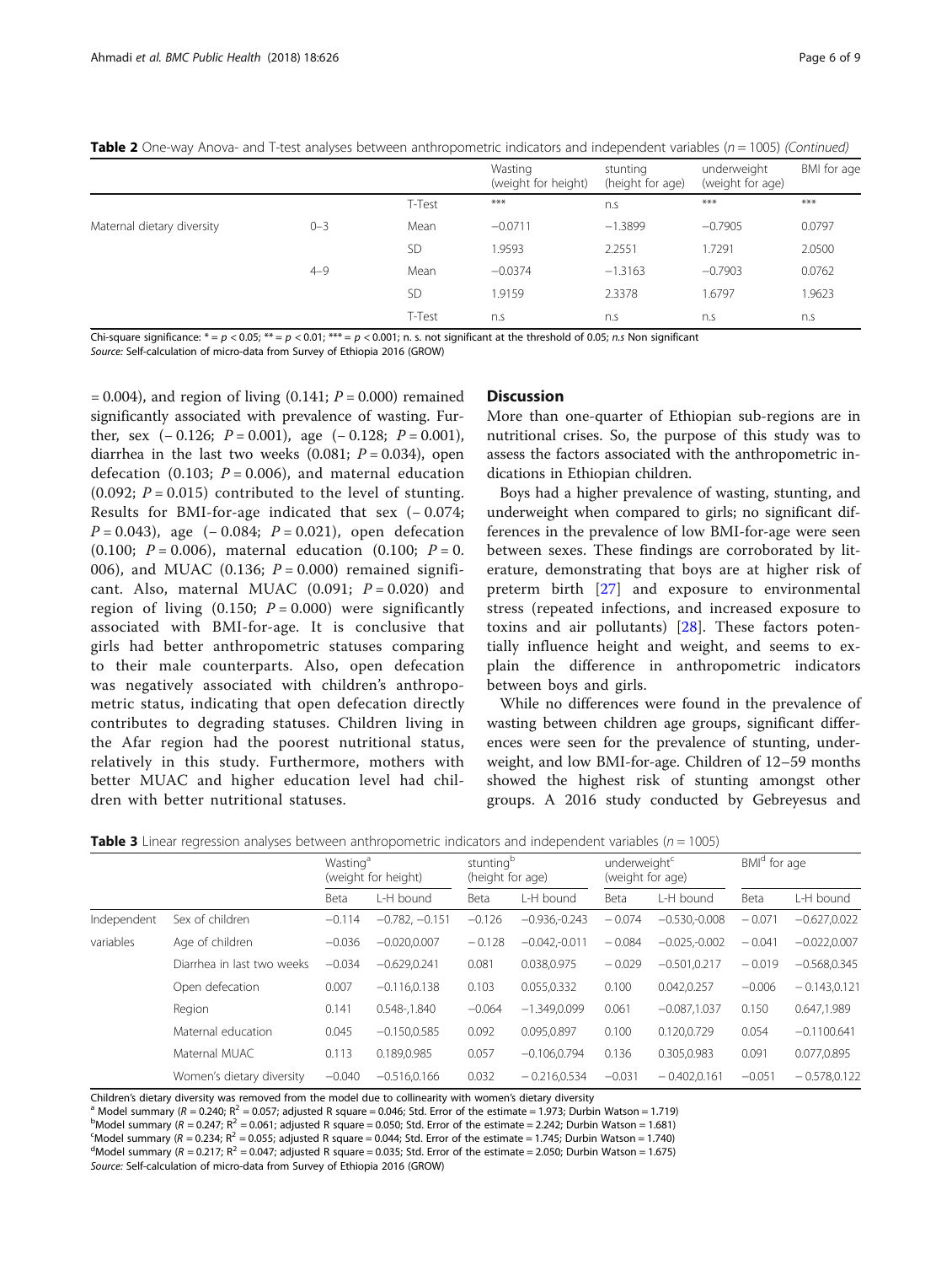**Table 2** One-way Anova- and T-test analyses between anthropometric indicators and independent variables ($n = 1005$) *(Continued)*

| | | | Wasting (weight for height) | stunting (height for age) | underweight (weight for age) | BMI for age |
|---|---|---|---|---|---|---|
| | | T-Test | *** | n.s | *** | *** |
| Maternal dietary diversity | 0–3 | Mean | −0.0711 | −1.3899 | −0.7905 | 0.0797 |
| | | SD | 1.9593 | 2.2551 | 1.7291 | 2.0500 |
| | 4–9 | Mean | −0.0374 | −1.3163 | −0.7903 | 0.0762 |
| | | SD | 1.9159 | 2.3378 | 1.6797 | 1.9623 |
| | | T-Test | n.s | n.s | n.s | n.s |

Chi-square significance: * = $p < 0.05$; ** = $p < 0.01$; *** = $p < 0.001$; n. s. not significant at the threshold of 0.05; *n.s* Non significant

*Source:* Self-calculation of micro-data from Survey of Ethiopia 2016 (GROW)

= 0.004), and region of living (0.141; $P = 0.000$) remained significantly associated with prevalence of wasting. Further, sex (− 0.126; $P = 0.001$), age (− 0.128; $P = 0.001$), diarrhea in the last two weeks (0.081; $P = 0.034$), open defecation (0.103; $P = 0.006$), and maternal education (0.092; $P = 0.015$) contributed to the level of stunting. Results for BMI-for-age indicated that sex (− 0.074; $P = 0.043$), age (− 0.084; $P = 0.021$), open defecation (0.100; $P = 0.006$), maternal education (0.100; $P = 0.$ 006), and MUAC (0.136; $P = 0.000$) remained significant. Also, maternal MUAC (0.091; $P = 0.020$) and region of living (0.150; $P = 0.000$) were significantly associated with BMI-for-age. It is conclusive that girls had better anthropometric statuses comparing to their male counterparts. Also, open defecation was negatively associated with children's anthropometric status, indicating that open defecation directly contributes to degrading statuses. Children living in the Afar region had the poorest nutritional status, relatively in this study. Furthermore, mothers with better MUAC and higher education level had children with better nutritional statuses.

## Discussion

More than one-quarter of Ethiopian sub-regions are in nutritional crises. So, the purpose of this study was to assess the factors associated with the anthropometric indications in Ethiopian children.

Boys had a higher prevalence of wasting, stunting, and underweight when compared to girls; no significant differences in the prevalence of low BMI-for-age were seen between sexes. These findings are corroborated by literature, demonstrating that boys are at higher risk of preterm birth [27] and exposure to environmental stress (repeated infections, and increased exposure to toxins and air pollutants) [28]. These factors potentially influence height and weight, and seems to explain the difference in anthropometric indicators between boys and girls.

While no differences were found in the prevalence of wasting between children age groups, significant differences were seen for the prevalence of stunting, underweight, and low BMI-for-age. Children of 12–59 months showed the highest risk of stunting amongst other groups. A 2016 study conducted by Gebreyesus and

**Table 3** Linear regression analyses between anthropometric indicators and independent variables ($n = 1005$)

| | | Wasting[a] (weight for height) | | stunting[b] (height for age) | | underweight[c] (weight for age) | | BMI[d] for age | |
|---|---|---|---|---|---|---|---|---|---|
| | | Beta | L-H bound | Beta | L-H bound | Beta | L-H bound | Beta | L-H bound |
| Independent variables | Sex of children | −0.114 | −0.782, −0.151 | −0.126 | −0.936,-0.243 | − 0.074 | −0.530,-0.008 | − 0.071 | −0.627,0.022 |
| | Age of children | −0.036 | −0.020,0.007 | − 0.128 | −0.042,-0.011 | − 0.084 | −0.025,-0.002 | − 0.041 | −0.022,0.007 |
| | Diarrhea in last two weeks | −0.034 | −0.629,0.241 | 0.081 | 0.038,0.975 | − 0.029 | −0.501,0.217 | − 0.019 | −0.568,0.345 |
| | Open defecation | 0.007 | −0.116,0.138 | 0.103 | 0.055,0.332 | 0.100 | 0.042,0.257 | −0.006 | − 0.143,0.121 |
| | Region | 0.141 | 0.548-,1.840 | −0.064 | −1.349,0.099 | 0.061 | −0.087,1.037 | 0.150 | 0.647,1.989 |
| | Maternal education | 0.045 | −0.150,0.585 | 0.092 | 0.095,0.897 | 0.100 | 0.120,0.729 | 0.054 | −0.1100.641 |
| | Maternal MUAC | 0.113 | 0.189,0.985 | 0.057 | −0.106,0.794 | 0.136 | 0.305,0.983 | 0.091 | 0.077,0.895 |
| | Women's dietary diversity | −0.040 | −0.516,0.166 | 0.032 | − 0.216,0.534 | −0.031 | − 0.402,0.161 | −0.051 | − 0.578,0.122 |

Children's dietary diversity was removed from the model due to collinearity with women's dietary diversity

[a] Model summary ($R = 0.240$; $R^2 = 0.057$; adjusted R square = 0.046; Std. Error of the estimate = 1.973; Durbin Watson = 1.719)

[b] Model summary ($R = 0.247$; $R^2 = 0.061$; adjusted R square = 0.050; Std. Error of the estimate = 2.242; Durbin Watson = 1.681)

[c] Model summary ($R = 0.234$; $R^2 = 0.055$; adjusted R square = 0.044; Std. Error of the estimate = 1.745; Durbin Watson = 1.740)

[d] Model summary ($R = 0.217$; $R^2 = 0.047$; adjusted R square = 0.035; Std. Error of the estimate = 2.050; Durbin Watson = 1.675)

*Source:* Self-calculation of micro-data from Survey of Ethiopia 2016 (GROW)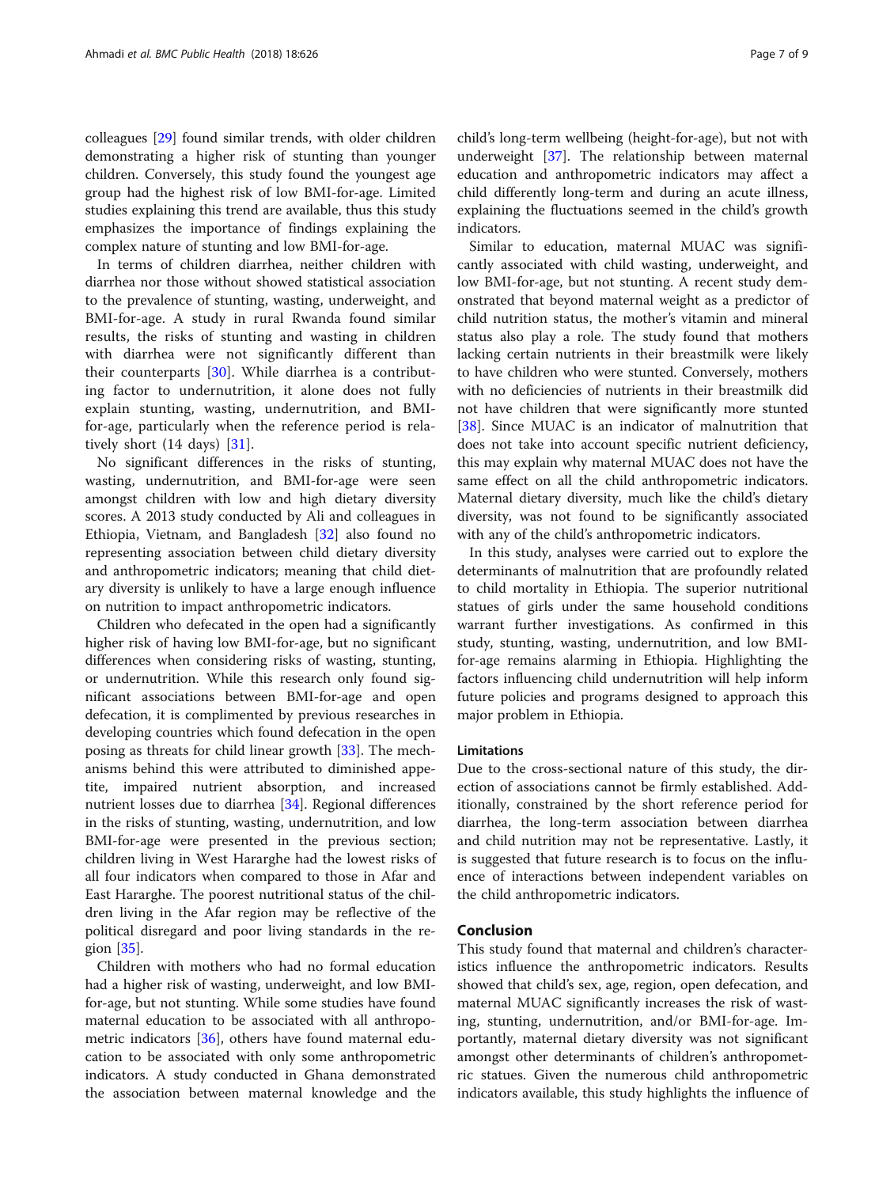colleagues [29] found similar trends, with older children demonstrating a higher risk of stunting than younger children. Conversely, this study found the youngest age group had the highest risk of low BMI-for-age. Limited studies explaining this trend are available, thus this study emphasizes the importance of findings explaining the complex nature of stunting and low BMI-for-age.

In terms of children diarrhea, neither children with diarrhea nor those without showed statistical association to the prevalence of stunting, wasting, underweight, and BMI-for-age. A study in rural Rwanda found similar results, the risks of stunting and wasting in children with diarrhea were not significantly different than their counterparts [30]. While diarrhea is a contributing factor to undernutrition, it alone does not fully explain stunting, wasting, undernutrition, and BMI-for-age, particularly when the reference period is relatively short (14 days) [31].

No significant differences in the risks of stunting, wasting, undernutrition, and BMI-for-age were seen amongst children with low and high dietary diversity scores. A 2013 study conducted by Ali and colleagues in Ethiopia, Vietnam, and Bangladesh [32] also found no representing association between child dietary diversity and anthropometric indicators; meaning that child dietary diversity is unlikely to have a large enough influence on nutrition to impact anthropometric indicators.

Children who defecated in the open had a significantly higher risk of having low BMI-for-age, but no significant differences when considering risks of wasting, stunting, or undernutrition. While this research only found significant associations between BMI-for-age and open defecation, it is complimented by previous researches in developing countries which found defecation in the open posing as threats for child linear growth [33]. The mechanisms behind this were attributed to diminished appetite, impaired nutrient absorption, and increased nutrient losses due to diarrhea [34]. Regional differences in the risks of stunting, wasting, undernutrition, and low BMI-for-age were presented in the previous section; children living in West Hararghe had the lowest risks of all four indicators when compared to those in Afar and East Hararghe. The poorest nutritional status of the children living in the Afar region may be reflective of the political disregard and poor living standards in the region [35].

Children with mothers who had no formal education had a higher risk of wasting, underweight, and low BMI-for-age, but not stunting. While some studies have found maternal education to be associated with all anthropometric indicators [36], others have found maternal education to be associated with only some anthropometric indicators. A study conducted in Ghana demonstrated the association between maternal knowledge and the child's long-term wellbeing (height-for-age), but not with underweight [37]. The relationship between maternal education and anthropometric indicators may affect a child differently long-term and during an acute illness, explaining the fluctuations seemed in the child's growth indicators.

Similar to education, maternal MUAC was significantly associated with child wasting, underweight, and low BMI-for-age, but not stunting. A recent study demonstrated that beyond maternal weight as a predictor of child nutrition status, the mother's vitamin and mineral status also play a role. The study found that mothers lacking certain nutrients in their breastmilk were likely to have children who were stunted. Conversely, mothers with no deficiencies of nutrients in their breastmilk did not have children that were significantly more stunted [38]. Since MUAC is an indicator of malnutrition that does not take into account specific nutrient deficiency, this may explain why maternal MUAC does not have the same effect on all the child anthropometric indicators. Maternal dietary diversity, much like the child's dietary diversity, was not found to be significantly associated with any of the child's anthropometric indicators.

In this study, analyses were carried out to explore the determinants of malnutrition that are profoundly related to child mortality in Ethiopia. The superior nutritional statues of girls under the same household conditions warrant further investigations. As confirmed in this study, stunting, wasting, undernutrition, and low BMI-for-age remains alarming in Ethiopia. Highlighting the factors influencing child undernutrition will help inform future policies and programs designed to approach this major problem in Ethiopia.

### Limitations

Due to the cross-sectional nature of this study, the direction of associations cannot be firmly established. Additionally, constrained by the short reference period for diarrhea, the long-term association between diarrhea and child nutrition may not be representative. Lastly, it is suggested that future research is to focus on the influence of interactions between independent variables on the child anthropometric indicators.

## Conclusion

This study found that maternal and children's characteristics influence the anthropometric indicators. Results showed that child's sex, age, region, open defecation, and maternal MUAC significantly increases the risk of wasting, stunting, undernutrition, and/or BMI-for-age. Importantly, maternal dietary diversity was not significant amongst other determinants of children's anthropometric statues. Given the numerous child anthropometric indicators available, this study highlights the influence of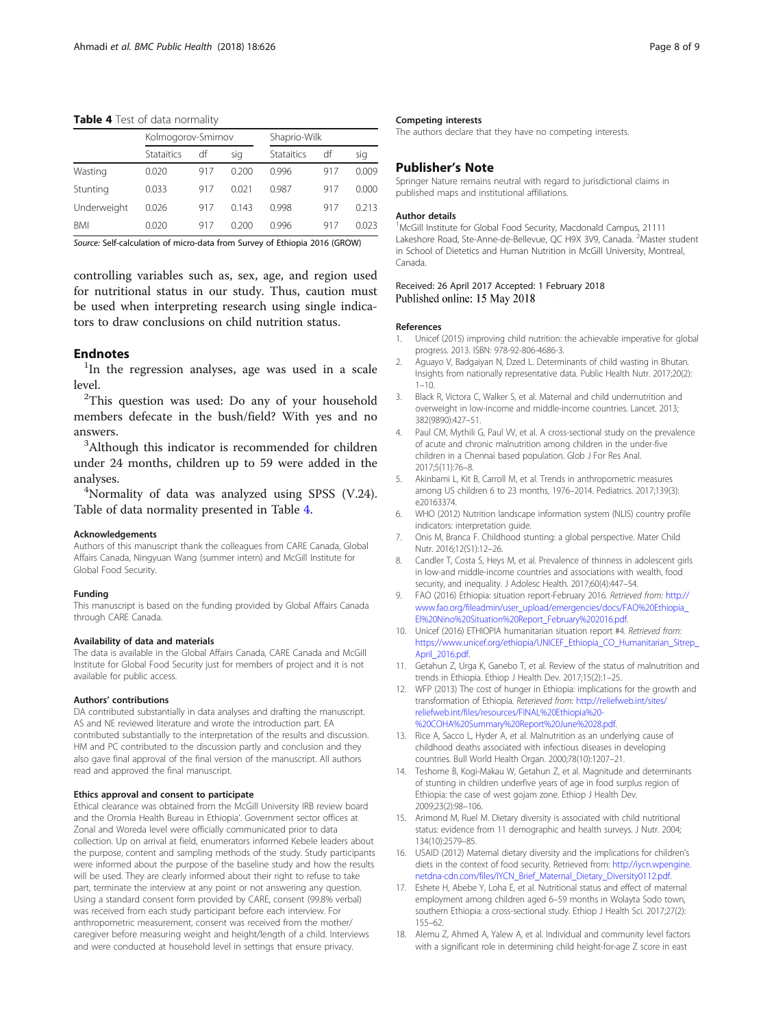**Table 4** Test of data normality

| | Kolmogorov-Smirnov | | | Shaprio-Wilk | | |
|---|---|---|---|---|---|---|
| | Stataitics | df | sig | Stataitics | df | sig |
| Wasting | 0.020 | 917 | 0.200 | 0.996 | 917 | 0.009 |
| Stunting | 0.033 | 917 | 0.021 | 0.987 | 917 | 0.000 |
| Underweight | 0.026 | 917 | 0.143 | 0.998 | 917 | 0.213 |
| BMI | 0.020 | 917 | 0.200 | 0.996 | 917 | 0.023 |

*Source:* Self-calculation of micro-data from Survey of Ethiopia 2016 (GROW)

controlling variables such as, sex, age, and region used for nutritional status in our study. Thus, caution must be used when interpreting research using single indicators to draw conclusions on child nutrition status.

## Endnotes

[1]In the regression analyses, age was used in a scale level.

[2]This question was used: Do any of your household members defecate in the bush/field? With yes and no answers.

[3]Although this indicator is recommended for children under 24 months, children up to 59 were added in the analyses.

[4]Normality of data was analyzed using SPSS (V.24). Table of data normality presented in Table 4.

### Acknowledgements

Authors of this manuscript thank the colleagues from CARE Canada, Global Affairs Canada, Ningyuan Wang (summer intern) and McGill Institute for Global Food Security.

### Funding

This manuscript is based on the funding provided by Global Affairs Canada through CARE Canada.

### Availability of data and materials

The data is available in the Global Affairs Canada, CARE Canada and McGill Institute for Global Food Security just for members of project and it is not available for public access.

### Authors' contributions

DA contributed substantially in data analyses and drafting the manuscript. AS and NE reviewed literature and wrote the introduction part. EA contributed substantially to the interpretation of the results and discussion. HM and PC contributed to the discussion partly and conclusion and they also gave final approval of the final version of the manuscript. All authors read and approved the final manuscript.

### Ethics approval and consent to participate

Ethical clearance was obtained from the McGill University IRB review board and the Oromia Health Bureau in Ethiopia'. Government sector offices at Zonal and Woreda level were officially communicated prior to data collection. Up on arrival at field, enumerators informed Kebele leaders about the purpose, content and sampling methods of the study. Study participants were informed about the purpose of the baseline study and how the results will be used. They are clearly informed about their right to refuse to take part, terminate the interview at any point or not answering any question. Using a standard consent form provided by CARE, consent (99.8% verbal) was received from each study participant before each interview. For anthropometric measurement, consent was received from the mother/ caregiver before measuring weight and height/length of a child. Interviews and were conducted at household level in settings that ensure privacy.

### Competing interests

The authors declare that they have no competing interests.

## Publisher's Note

Springer Nature remains neutral with regard to jurisdictional claims in published maps and institutional affiliations.

### Author details

[1]McGill Institute for Global Food Security, Macdonald Campus, 21111 Lakeshore Road, Ste-Anne-de-Bellevue, QC H9X 3V9, Canada. [2]Master student in School of Dietetics and Human Nutrition in McGill University, Montreal, Canada.

Received: 26 April 2017 Accepted: 1 February 2018
Published online: 15 May 2018

### References

1. Unicef (2015) improving child nutrition: the achievable imperative for global progress. 2013. ISBN: 978-92-806-4686-3.
2. Aguayo V, Badgaiyan N, Dzed L. Determinants of child wasting in Bhutan. Insights from nationally representative data. Public Health Nutr. 2017;20(2): 1–10.
3. Black R, Victora C, Walker S, et al. Maternal and child undernutrition and overweight in low-income and middle-income countries. Lancet. 2013; 382(9890):427–51.
4. Paul CM, Mythili G, Paul W, et al. A cross-sectional study on the prevalence of acute and chronic malnutrition among children in the under-five children in a Chennai based population. Glob J For Res Anal. 2017;5(11):76–8.
5. Akinbami L, Kit B, Carroll M, et al. Trends in anthropometric measures among US children 6 to 23 months, 1976–2014. Pediatrics. 2017;139(3): e20163374.
6. WHO (2012) Nutrition landscape information system (NLIS) country profile indicators: interpretation guide.
7. Onis M, Branca F. Childhood stunting: a global perspective. Mater Child Nutr. 2016;12(S1):12–26.
8. Candler T, Costa S, Heys M, et al. Prevalence of thinness in adolescent girls in low-and middle-income countries and associations with wealth, food security, and inequality. J Adolesc Health. 2017;60(4):447–54.
9. FAO (2016) Ethiopia: situation report-February 2016. *Retrieved from:* http://www.fao.org/fileadmin/user_upload/emergencies/docs/FAO%20Ethiopia_El%20Nino%20Situation%20Report_February%202016.pdf.
10. Unicef (2016) ETHIOPIA humanitarian situation report #4. *Retrieved from:* https://www.unicef.org/ethiopia/UNICEF_Ethiopia_CO_Humanitarian_Sitrep_April_2016.pdf.
11. Getahun Z, Urga K, Ganebo T, et al. Review of the status of malnutrition and trends in Ethiopia. Ethiop J Health Dev. 2017;15(2):1–25.
12. WFP (2013) The cost of hunger in Ethiopia: implications for the growth and transformation of Ethiopia. *Retrieved from:* http://reliefweb.int/sites/reliefweb.int/files/resources/FINAL%20Ethiopia%20-%20COHA%20Summary%20Report%20June%2028.pdf.
13. Rice A, Sacco L, Hyder A, et al. Malnutrition as an underlying cause of childhood deaths associated with infectious diseases in developing countries. Bull World Health Organ. 2000;78(10):1207–21.
14. Teshome B, Kogi-Makau W, Getahun Z, et al. Magnitude and determinants of stunting in children underfive years of age in food surplus region of Ethiopia: the case of west gojam zone. Ethiop J Health Dev. 2009;23(2):98–106.
15. Arimond M, Ruel M. Dietary diversity is associated with child nutritional status: evidence from 11 demographic and health surveys. J Nutr. 2004; 134(10):2579–85.
16. USAID (2012) Maternal dietary diversity and the implications for children's diets in the context of food security. Retrieved from: http://iycn.wpengine.netdna-cdn.com/files/IYCN_Brief_Maternal_Dietary_Diversity0112.pdf.
17. Eshete H, Abebe Y, Loha E, et al. Nutritional status and effect of maternal employment among children aged 6–59 months in Wolayta Sodo town, southern Ethiopia: a cross-sectional study. Ethiop J Health Sci. 2017;27(2): 155–62.
18. Alemu Z, Ahmed A, Yalew A, et al. Individual and community level factors with a significant role in determining child height-for-age Z score in east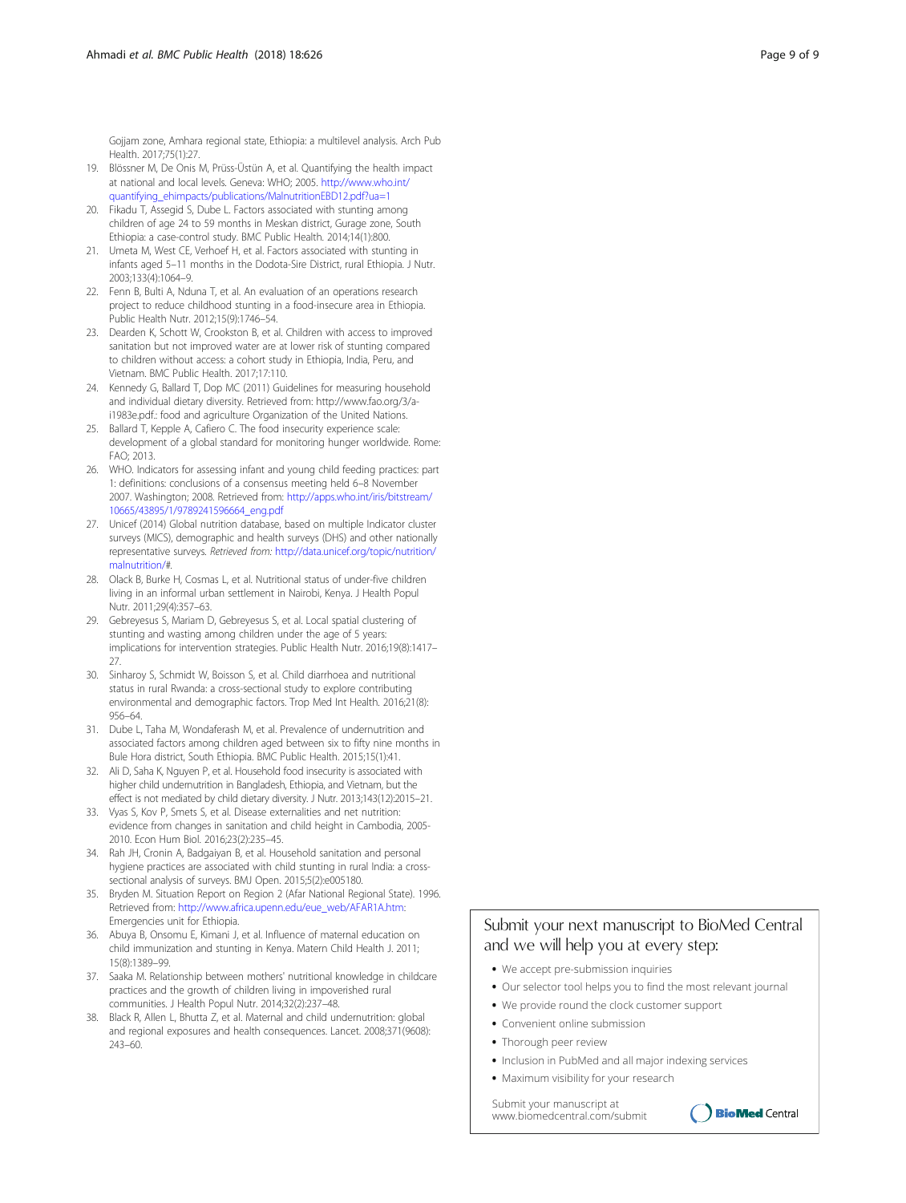Gojjam zone, Amhara regional state, Ethiopia: a multilevel analysis. Arch Pub Health. 2017;75(1):27.

19. Blössner M, De Onis M, Prüss-Üstün A, et al. Quantifying the health impact at national and local levels. Geneva: WHO; 2005. http://www.who.int/quantifying_ehimpacts/publications/MalnutritionEBD12.pdf?ua=1
20. Fikadu T, Assegid S, Dube L. Factors associated with stunting among children of age 24 to 59 months in Meskan district, Gurage zone, South Ethiopia: a case-control study. BMC Public Health. 2014;14(1):800.
21. Umeta M, West CE, Verhoef H, et al. Factors associated with stunting in infants aged 5–11 months in the Dodota-Sire District, rural Ethiopia. J Nutr. 2003;133(4):1064–9.
22. Fenn B, Bulti A, Nduna T, et al. An evaluation of an operations research project to reduce childhood stunting in a food-insecure area in Ethiopia. Public Health Nutr. 2012;15(9):1746–54.
23. Dearden K, Schott W, Crookston B, et al. Children with access to improved sanitation but not improved water are at lower risk of stunting compared to children without access: a cohort study in Ethiopia, India, Peru, and Vietnam. BMC Public Health. 2017;17:110.
24. Kennedy G, Ballard T, Dop MC (2011) Guidelines for measuring household and individual dietary diversity. Retrieved from: http://www.fao.org/3/a-i1983e.pdf.: food and agriculture Organization of the United Nations.
25. Ballard T, Kepple A, Cafiero C. The food insecurity experience scale: development of a global standard for monitoring hunger worldwide. Rome: FAO; 2013.
26. WHO. Indicators for assessing infant and young child feeding practices: part 1: definitions: conclusions of a consensus meeting held 6–8 November 2007. Washington; 2008. Retrieved from: http://apps.who.int/iris/bitstream/10665/43895/1/9789241596664_eng.pdf
27. Unicef (2014) Global nutrition database, based on multiple Indicator cluster surveys (MICS), demographic and health surveys (DHS) and other nationally representative surveys. *Retrieved from:* http://data.unicef.org/topic/nutrition/malnutrition/#.
28. Olack B, Burke H, Cosmas L, et al. Nutritional status of under-five children living in an informal urban settlement in Nairobi, Kenya. J Health Popul Nutr. 2011;29(4):357–63.
29. Gebreyesus S, Mariam D, Gebreyesus S, et al. Local spatial clustering of stunting and wasting among children under the age of 5 years: implications for intervention strategies. Public Health Nutr. 2016;19(8):1417–27.
30. Sinharoy S, Schmidt W, Boisson S, et al. Child diarrhoea and nutritional status in rural Rwanda: a cross-sectional study to explore contributing environmental and demographic factors. Trop Med Int Health. 2016;21(8):956–64.
31. Dube L, Taha M, Wondaferash M, et al. Prevalence of undernutrition and associated factors among children aged between six to fifty nine months in Bule Hora district, South Ethiopia. BMC Public Health. 2015;15(1):41.
32. Ali D, Saha K, Nguyen P, et al. Household food insecurity is associated with higher child undernutrition in Bangladesh, Ethiopia, and Vietnam, but the effect is not mediated by child dietary diversity. J Nutr. 2013;143(12):2015–21.
33. Vyas S, Kov P, Smets S, et al. Disease externalities and net nutrition: evidence from changes in sanitation and child height in Cambodia, 2005-2010. Econ Hum Biol. 2016;23(2):235–45.
34. Rah JH, Cronin A, Badgaiyan B, et al. Household sanitation and personal hygiene practices are associated with child stunting in rural India: a cross-sectional analysis of surveys. BMJ Open. 2015;5(2):e005180.
35. Bryden M. Situation Report on Region 2 (Afar National Regional State). 1996. Retrieved from: http://www.africa.upenn.edu/eue_web/AFAR1A.htm: Emergencies unit for Ethiopia.
36. Abuya B, Onsomu E, Kimani J, et al. Influence of maternal education on child immunization and stunting in Kenya. Matern Child Health J. 2011;15(8):1389–99.
37. Saaka M. Relationship between mothers' nutritional knowledge in childcare practices and the growth of children living in impoverished rural communities. J Health Popul Nutr. 2014;32(2):237–48.
38. Black R, Allen L, Bhutta Z, et al. Maternal and child undernutrition: global and regional exposures and health consequences. Lancet. 2008;371(9608):243–60.

Submit your next manuscript to BioMed Central and we will help you at every step:

- We accept pre-submission inquiries
- Our selector tool helps you to find the most relevant journal
- We provide round the clock customer support
- Convenient online submission
- Thorough peer review
- Inclusion in PubMed and all major indexing services
- Maximum visibility for your research

Submit your manuscript at www.biomedcentral.com/submit

BioMed Central